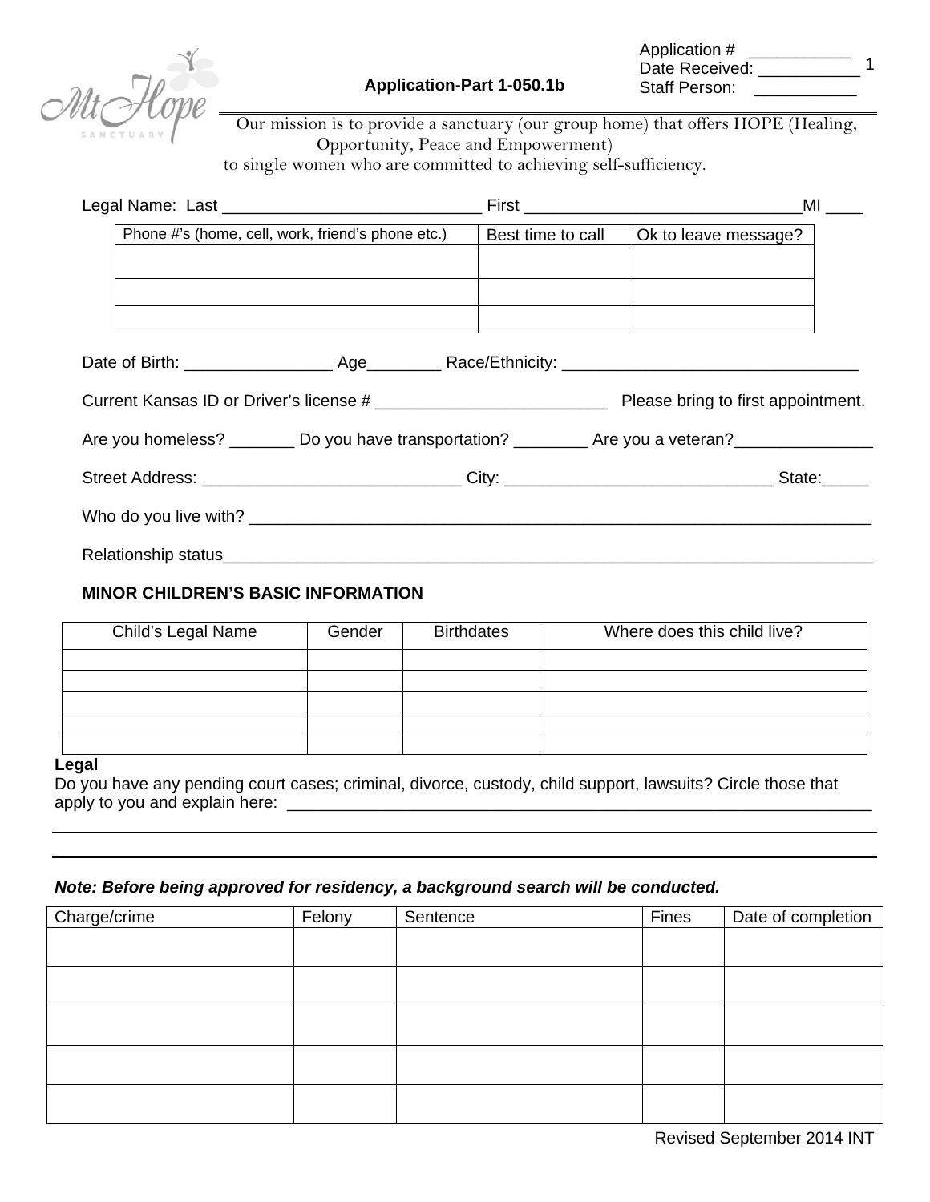Application # ___________
Date Received: ___________
Staff Person: ___________

**Application-Part 1-050.1b**

Our mission is to provide a sanctuary (our group home) that offers HOPE (Healing, Opportunity, Peace and Empowerment) to single women who are committed to achieving self-sufficiency.

Legal Name: Last ____________________________ First ______________________________MI ____

| Phone #'s (home, cell, work, friend's phone etc.) | Best time to call | Ok to leave message? |
|---|---|---|
| | | |
| | | |
| | | |

Date of Birth: ________________ Age________ Race/Ethnicity: ________________________________

Current Kansas ID or Driver's license # _________________________ Please bring to first appointment.

Are you homeless? _______ Do you have transportation? ________ Are you a veteran?_______________

Street Address: ____________________________ City: _____________________________ State:_____

Who do you live with? ______________________________________________________________________

Relationship status__________________________________________________________________________

**MINOR CHILDREN'S BASIC INFORMATION**

| Child's Legal Name | Gender | Birthdates | Where does this child live? |
|---|---|---|---|
| | | | |
| | | | |
| | | | |
| | | | |
| | | | |

**Legal**

Do you have any pending court cases; criminal, divorce, custody, child support, lawsuits? Circle those that apply to you and explain here: ____________________________________________________________________

______________________________________________________________________________________________

______________________________________________________________________________________________

***Note: Before being approved for residency, a background search will be conducted.***

| Charge/crime | Felony | Sentence | Fines | Date of completion |
|---|---|---|---|---|
| | | | | |
| | | | | |
| | | | | |
| | | | | |
| | | | | |

Revised September 2014 INT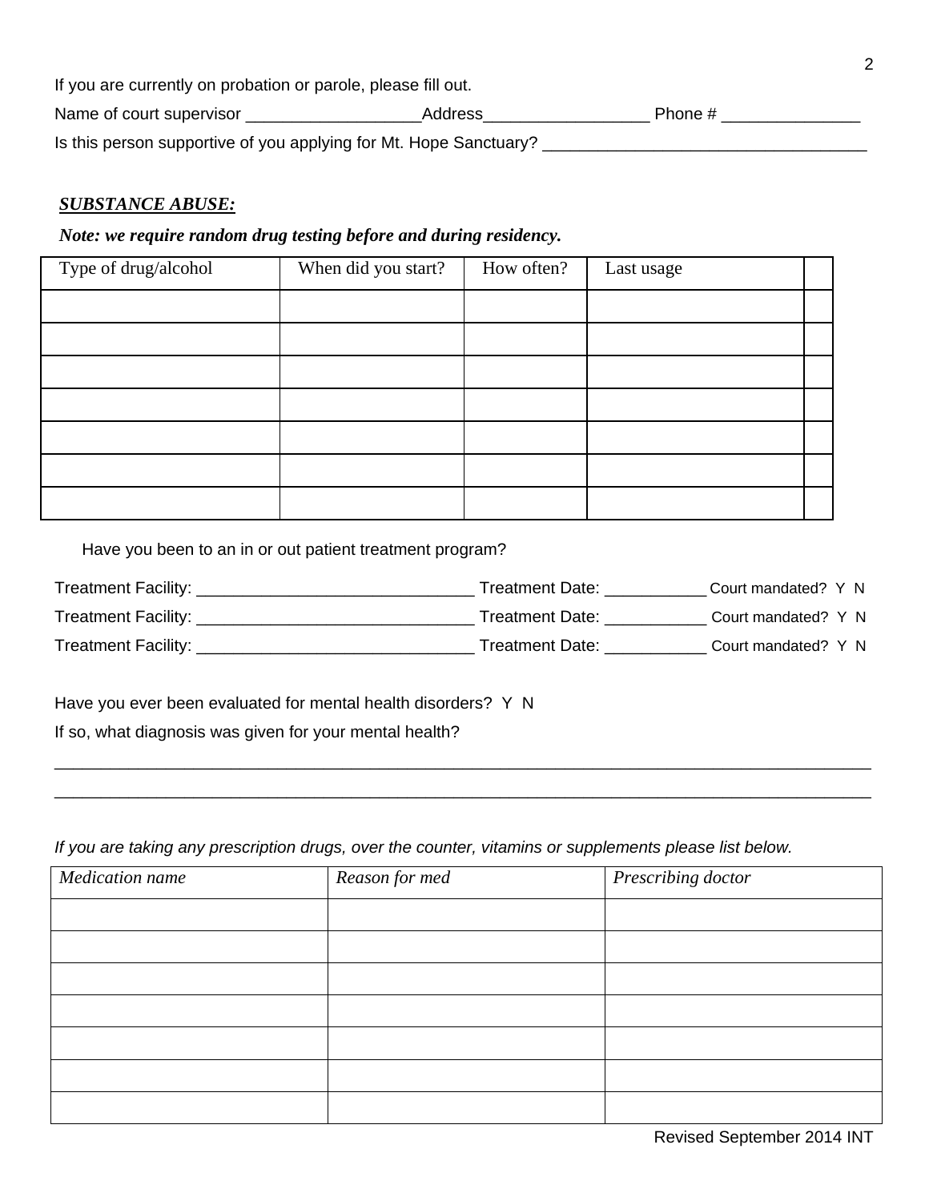If you are currently on probation or parole, please fill out.

Name of court supervisor ___________________Address__________________ Phone # _______________

Is this person supportive of you applying for Mt. Hope Sanctuary? ___________________________________

***SUBSTANCE ABUSE:***

***Note: we require random drug testing before and during residency.***

| Type of drug/alcohol | When did you start? | How often? | Last usage | |
|---|---|---|---|---|
| | | | | |
| | | | | |
| | | | | |
| | | | | |
| | | | | |
| | | | | |
| | | | | |

Have you been to an in or out patient treatment program?

Treatment Facility: ______________________________ Treatment Date: ___________ Court mandated? Y N

Treatment Facility: ______________________________ Treatment Date: ___________ Court mandated? Y N

Treatment Facility: ______________________________ Treatment Date: ___________ Court mandated? Y N

Have you ever been evaluated for mental health disorders? Y N

If so, what diagnosis was given for your mental health?

_____________________________________________________________________________________

_____________________________________________________________________________________

*If you are taking any prescription drugs, over the counter, vitamins or supplements please list below.*

| *Medication name* | *Reason for med* | *Prescribing doctor* |
|---|---|---|
| | | |
| | | |
| | | |
| | | |
| | | |
| | | |
| | | |

Revised September 2014 INT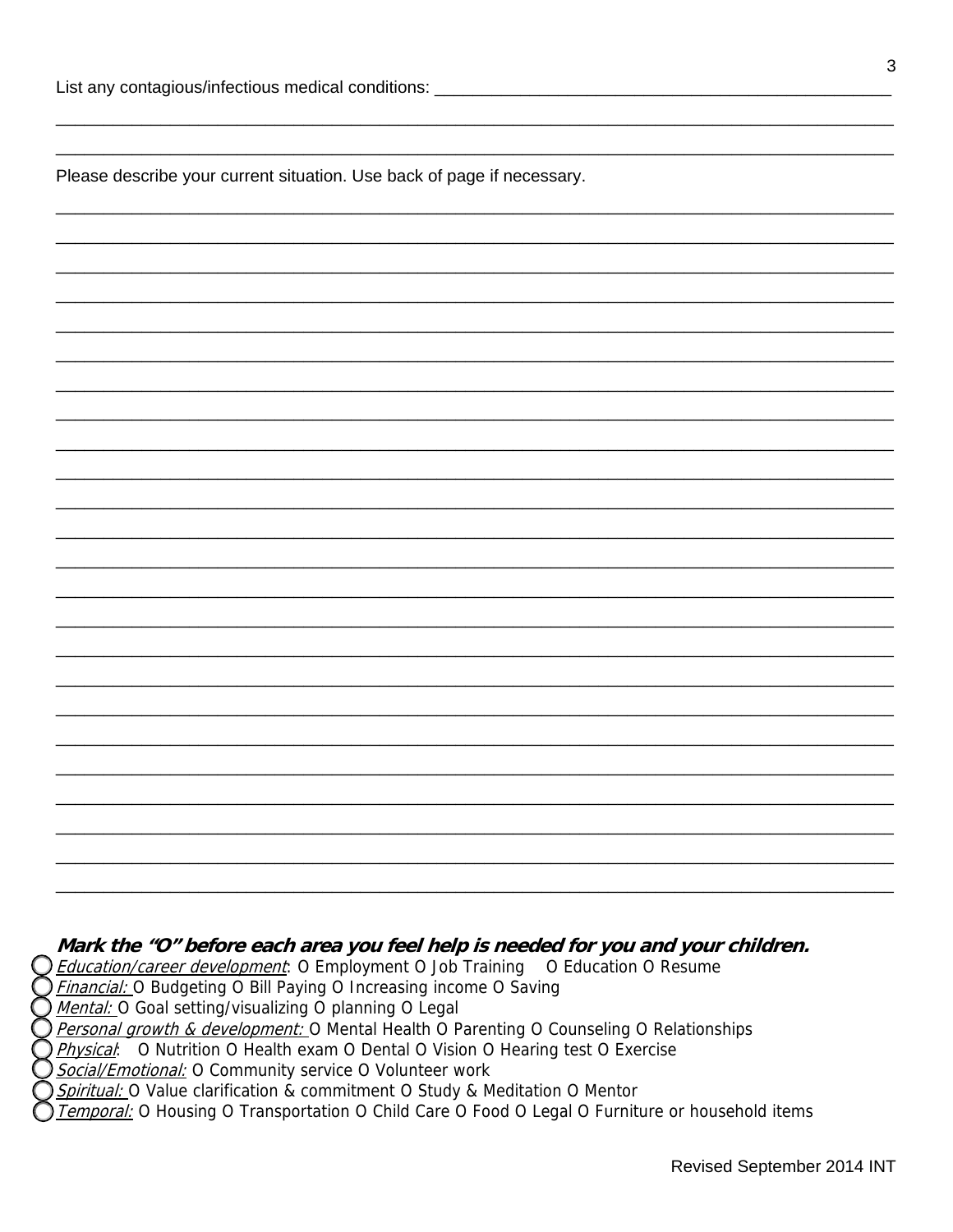List any contagious/infectious medical conditions: ___________________________________________________

_____________________________________________________________________________________

_____________________________________________________________________________________

Please describe your current situation. Use back of page if necessary.

_____________________________________________________________________________________

_____________________________________________________________________________________

_____________________________________________________________________________________

_____________________________________________________________________________________

_____________________________________________________________________________________

_____________________________________________________________________________________

_____________________________________________________________________________________

_____________________________________________________________________________________

_____________________________________________________________________________________

_____________________________________________________________________________________

_____________________________________________________________________________________

_____________________________________________________________________________________

_____________________________________________________________________________________

_____________________________________________________________________________________

_____________________________________________________________________________________

_____________________________________________________________________________________

_____________________________________________________________________________________

_____________________________________________________________________________________

_____________________________________________________________________________________

_____________________________________________________________________________________

_____________________________________________________________________________________

_____________________________________________________________________________________

_____________________________________________________________________________________

_____________________________________________________________________________________

***Mark the "O" before each area you feel help is needed for you and your children.***

◯ *Education/career development*: O Employment O Job Training O Education O Resume
◯ *Financial:* O Budgeting O Bill Paying O Increasing income O Saving
◯ *Mental:* O Goal setting/visualizing O planning O Legal
◯ *Personal growth & development:* O Mental Health O Parenting O Counseling O Relationships
◯ *Physical*: O Nutrition O Health exam O Dental O Vision O Hearing test O Exercise
◯ *Social/Emotional:* O Community service O Volunteer work
◯ *Spiritual:* O Value clarification & commitment O Study & Meditation O Mentor
◯ *Temporal:* O Housing O Transportation O Child Care O Food O Legal O Furniture or household items

Revised September 2014 INT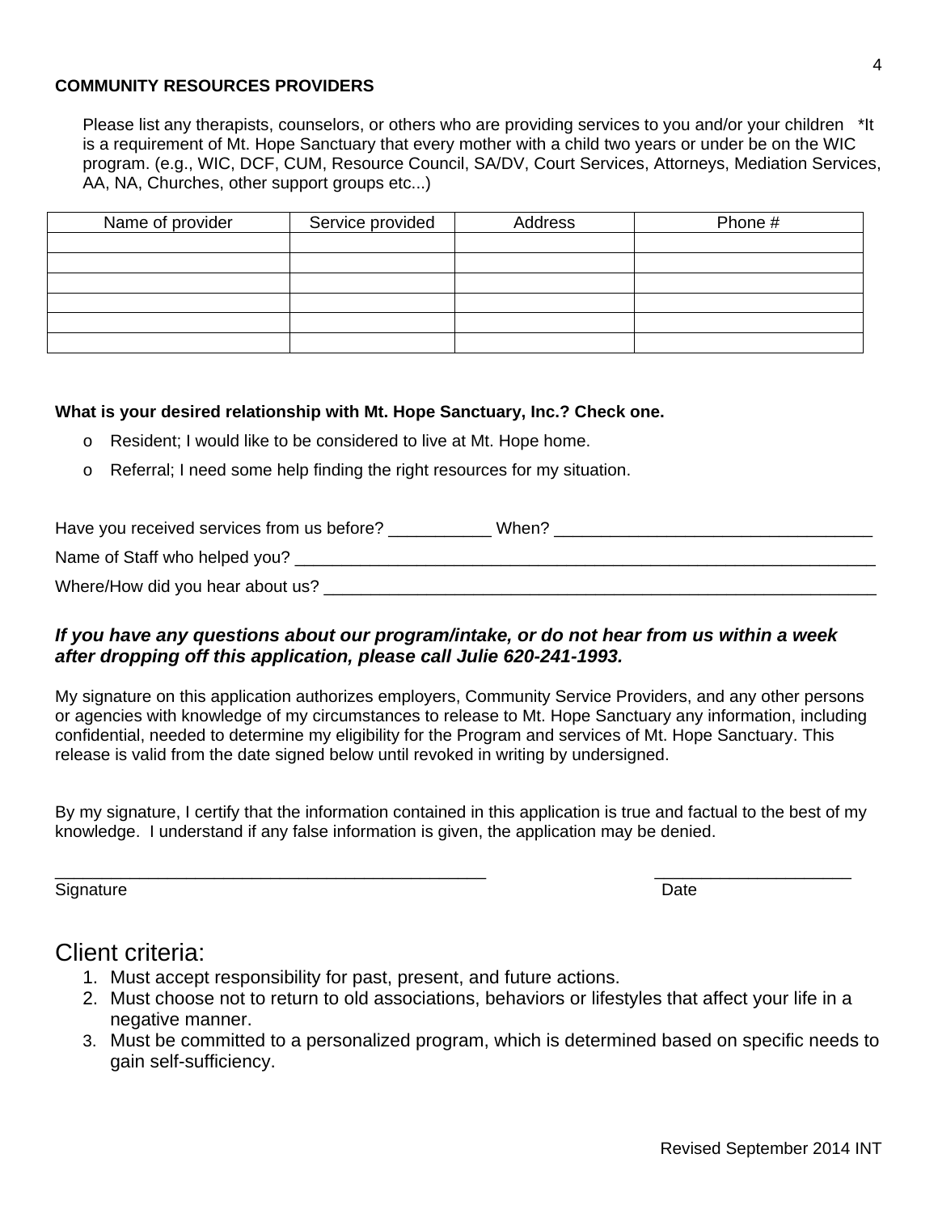**COMMUNITY RESOURCES PROVIDERS**

Please list any therapists, counselors, or others who are providing services to you and/or your children *It is a requirement of Mt. Hope Sanctuary that every mother with a child two years or under be on the WIC program. (e.g., WIC, DCF, CUM, Resource Council, SA/DV, Court Services, Attorneys, Mediation Services, AA, NA, Churches, other support groups etc...)

| Name of provider | Service provided | Address | Phone # |
| --- | --- | --- | --- |
| | | | |
| | | | |
| | | | |
| | | | |
| | | | |
| | | | |

**What is your desired relationship with Mt. Hope Sanctuary, Inc.? Check one.**

- o Resident; I would like to be considered to live at Mt. Hope home.
- o Referral; I need some help finding the right resources for my situation.

Have you received services from us before? ___________ When? ___________________________________

Name of Staff who helped you? _________________________________________________________________

Where/How did you hear about us? ______________________________________________________________

***If you have any questions about our program/intake, or do not hear from us within a week after dropping off this application, please call Julie 620-241-1993.***

My signature on this application authorizes employers, Community Service Providers, and any other persons or agencies with knowledge of my circumstances to release to Mt. Hope Sanctuary any information, including confidential, needed to determine my eligibility for the Program and services of Mt. Hope Sanctuary. This release is valid from the date signed below until revoked in writing by undersigned.

By my signature, I certify that the information contained in this application is true and factual to the best of my knowledge. I understand if any false information is given, the application may be denied.

_______________________________________________ _____________________

Signature Date

## Client criteria:

1. Must accept responsibility for past, present, and future actions.
2. Must choose not to return to old associations, behaviors or lifestyles that affect your life in a negative manner.
3. Must be committed to a personalized program, which is determined based on specific needs to gain self-sufficiency.

Revised September 2014 INT